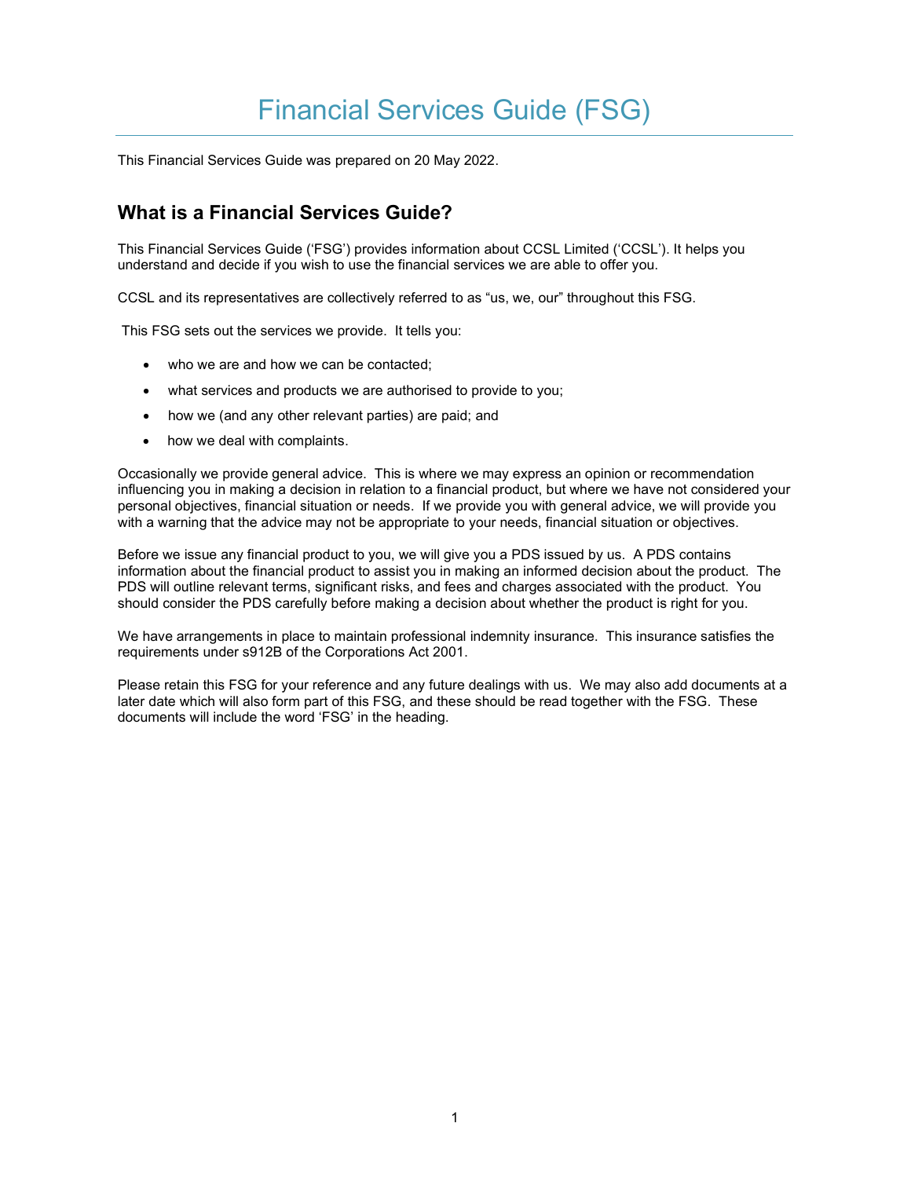# Financial Services Guide (FSG)

This Financial Services Guide was prepared on 20 May 2022.

## What is a Financial Services Guide?

This Financial Services Guide ('FSG') provides information about CCSL Limited ('CCSL'). It helps you understand and decide if you wish to use the financial services we are able to offer you.

CCSL and its representatives are collectively referred to as "us, we, our" throughout this FSG.

This FSG sets out the services we provide. It tells you:

- who we are and how we can be contacted;
- what services and products we are authorised to provide to you;
- how we (and any other relevant parties) are paid; and
- how we deal with complaints.

Occasionally we provide general advice. This is where we may express an opinion or recommendation influencing you in making a decision in relation to a financial product, but where we have not considered your personal objectives, financial situation or needs. If we provide you with general advice, we will provide you with a warning that the advice may not be appropriate to your needs, financial situation or objectives.

Before we issue any financial product to you, we will give you a PDS issued by us. A PDS contains information about the financial product to assist you in making an informed decision about the product. The PDS will outline relevant terms, significant risks, and fees and charges associated with the product. You should consider the PDS carefully before making a decision about whether the product is right for you.

We have arrangements in place to maintain professional indemnity insurance. This insurance satisfies the requirements under s912B of the Corporations Act 2001.

Please retain this FSG for your reference and any future dealings with us. We may also add documents at a later date which will also form part of this FSG, and these should be read together with the FSG. These documents will include the word 'FSG' in the heading.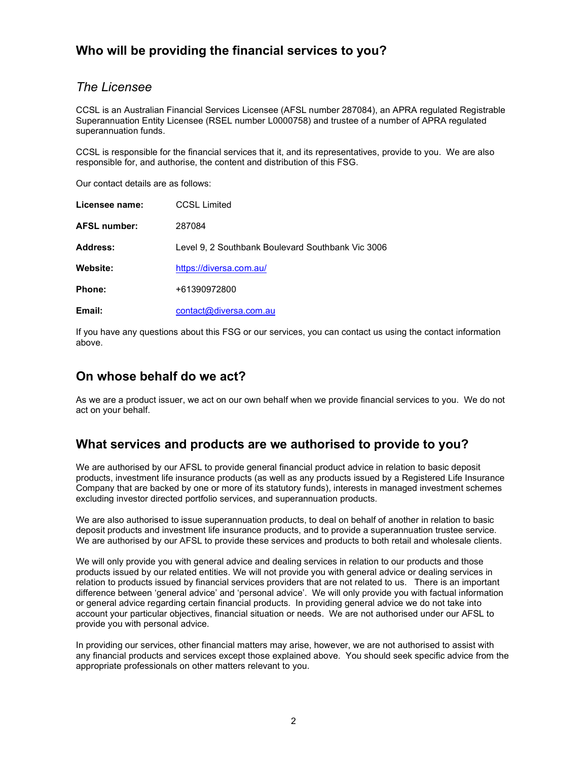## Who will be providing the financial services to you?

### *The Licensee*

CCSL is an Australian Financial Services Licensee (AFSL number 287084), an APRA regulated Registrable Superannuation Entity Licensee (RSEL number L0000758) and trustee of a number of APRA regulated superannuation funds.

CCSL is responsible for the financial services that it, and its representatives, provide to you. We are also responsible for, and authorise, the content and distribution of this FSG.

Our contact details are as follows:

| | |
|---|---|
| **Licensee name:** | CCSL Limited |
| **AFSL number:** | 287084 |
| **Address:** | Level 9, 2 Southbank Boulevard Southbank Vic 3006 |
| **Website:** | https://diversa.com.au/ |
| **Phone:** | +61390972800 |
| **Email:** | contact@diversa.com.au |

If you have any questions about this FSG or our services, you can contact us using the contact information above.

## On whose behalf do we act?

As we are a product issuer, we act on our own behalf when we provide financial services to you. We do not act on your behalf.

## What services and products are we authorised to provide to you?

We are authorised by our AFSL to provide general financial product advice in relation to basic deposit products, investment life insurance products (as well as any products issued by a Registered Life Insurance Company that are backed by one or more of its statutory funds), interests in managed investment schemes excluding investor directed portfolio services, and superannuation products.

We are also authorised to issue superannuation products, to deal on behalf of another in relation to basic deposit products and investment life insurance products, and to provide a superannuation trustee service. We are authorised by our AFSL to provide these services and products to both retail and wholesale clients.

We will only provide you with general advice and dealing services in relation to our products and those products issued by our related entities. We will not provide you with general advice or dealing services in relation to products issued by financial services providers that are not related to us. There is an important difference between 'general advice' and 'personal advice'. We will only provide you with factual information or general advice regarding certain financial products. In providing general advice we do not take into account your particular objectives, financial situation or needs. We are not authorised under our AFSL to provide you with personal advice.

In providing our services, other financial matters may arise, however, we are not authorised to assist with any financial products and services except those explained above. You should seek specific advice from the appropriate professionals on other matters relevant to you.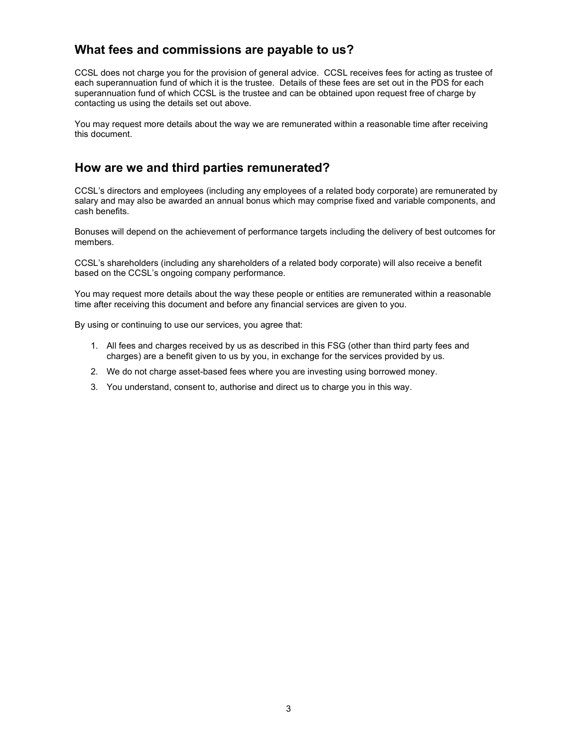## What fees and commissions are payable to us?

CCSL does not charge you for the provision of general advice. CCSL receives fees for acting as trustee of each superannuation fund of which it is the trustee. Details of these fees are set out in the PDS for each superannuation fund of which CCSL is the trustee and can be obtained upon request free of charge by contacting us using the details set out above.

You may request more details about the way we are remunerated within a reasonable time after receiving this document.

## How are we and third parties remunerated?

CCSL's directors and employees (including any employees of a related body corporate) are remunerated by salary and may also be awarded an annual bonus which may comprise fixed and variable components, and cash benefits.

Bonuses will depend on the achievement of performance targets including the delivery of best outcomes for members.

CCSL's shareholders (including any shareholders of a related body corporate) will also receive a benefit based on the CCSL's ongoing company performance.

You may request more details about the way these people or entities are remunerated within a reasonable time after receiving this document and before any financial services are given to you.

By using or continuing to use our services, you agree that:

1. All fees and charges received by us as described in this FSG (other than third party fees and charges) are a benefit given to us by you, in exchange for the services provided by us.
2. We do not charge asset-based fees where you are investing using borrowed money.
3. You understand, consent to, authorise and direct us to charge you in this way.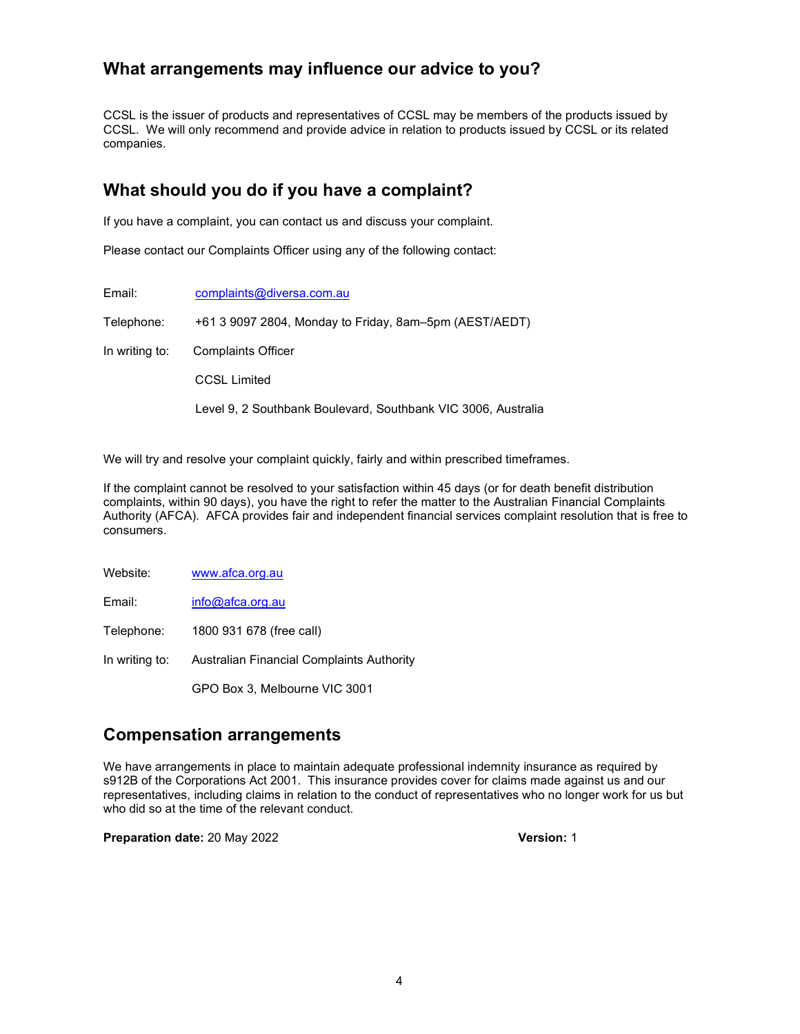## What arrangements may influence our advice to you?

CCSL is the issuer of products and representatives of CCSL may be members of the products issued by CCSL. We will only recommend and provide advice in relation to products issued by CCSL or its related companies.

## What should you do if you have a complaint?

If you have a complaint, you can contact us and discuss your complaint.

Please contact our Complaints Officer using any of the following contact:

| | |
|---|---|
| Email: | complaints@diversa.com.au |
| Telephone: | +61 3 9097 2804, Monday to Friday, 8am–5pm (AEST/AEDT) |
| In writing to: | Complaints Officer |
| | CCSL Limited |
| | Level 9, 2 Southbank Boulevard, Southbank VIC 3006, Australia |

We will try and resolve your complaint quickly, fairly and within prescribed timeframes.

If the complaint cannot be resolved to your satisfaction within 45 days (or for death benefit distribution complaints, within 90 days), you have the right to refer the matter to the Australian Financial Complaints Authority (AFCA). AFCA provides fair and independent financial services complaint resolution that is free to consumers.

| | |
|---|---|
| Website: | www.afca.org.au |
| Email: | info@afca.org.au |
| Telephone: | 1800 931 678 (free call) |
| In writing to: | Australian Financial Complaints Authority |
| | GPO Box 3, Melbourne VIC 3001 |

## Compensation arrangements

We have arrangements in place to maintain adequate professional indemnity insurance as required by s912B of the Corporations Act 2001. This insurance provides cover for claims made against us and our representatives, including claims in relation to the conduct of representatives who no longer work for us but who did so at the time of the relevant conduct.

**Preparation date:** 20 May 2022 **Version:** 1